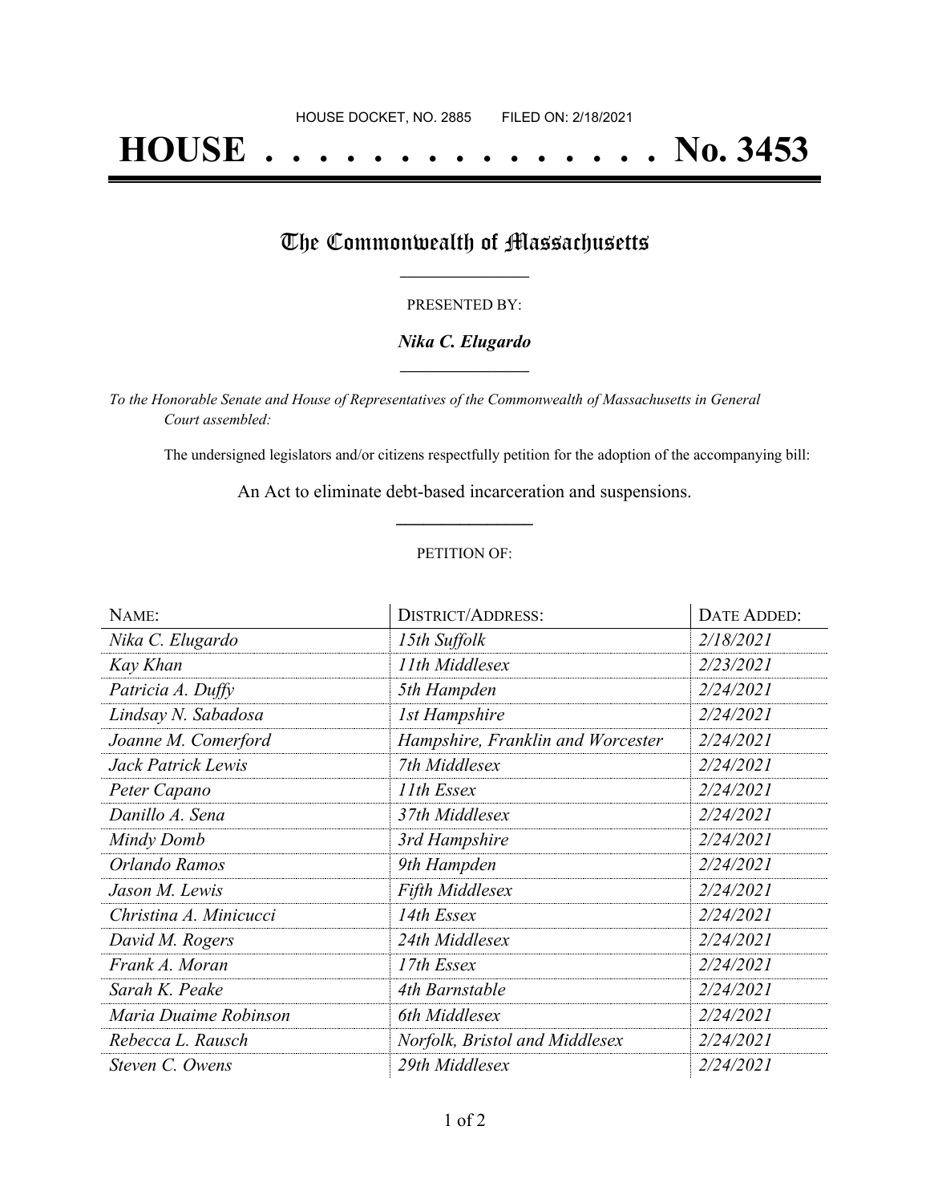HOUSE DOCKET, NO. 2885 FILED ON: 2/18/2021

# HOUSE . . . . . . . . . . . . . . . No. 3453

## The Commonwealth of Massachusetts

PRESENTED BY:

***Nika C. Elugardo***

*To the Honorable Senate and House of Representatives of the Commonwealth of Massachusetts in General Court assembled:*

The undersigned legislators and/or citizens respectfully petition for the adoption of the accompanying bill:

An Act to eliminate debt-based incarceration and suspensions.

PETITION OF:

| NAME: | DISTRICT/ADDRESS: | DATE ADDED: |
| --- | --- | --- |
| *Nika C. Elugardo* | *15th Suffolk* | *2/18/2021* |
| *Kay Khan* | *11th Middlesex* | *2/23/2021* |
| *Patricia A. Duffy* | *5th Hampden* | *2/24/2021* |
| *Lindsay N. Sabadosa* | *1st Hampshire* | *2/24/2021* |
| *Joanne M. Comerford* | *Hampshire, Franklin and Worcester* | *2/24/2021* |
| *Jack Patrick Lewis* | *7th Middlesex* | *2/24/2021* |
| *Peter Capano* | *11th Essex* | *2/24/2021* |
| *Danillo A. Sena* | *37th Middlesex* | *2/24/2021* |
| *Mindy Domb* | *3rd Hampshire* | *2/24/2021* |
| *Orlando Ramos* | *9th Hampden* | *2/24/2021* |
| *Jason M. Lewis* | *Fifth Middlesex* | *2/24/2021* |
| *Christina A. Minicucci* | *14th Essex* | *2/24/2021* |
| *David M. Rogers* | *24th Middlesex* | *2/24/2021* |
| *Frank A. Moran* | *17th Essex* | *2/24/2021* |
| *Sarah K. Peake* | *4th Barnstable* | *2/24/2021* |
| *Maria Duaime Robinson* | *6th Middlesex* | *2/24/2021* |
| *Rebecca L. Rausch* | *Norfolk, Bristol and Middlesex* | *2/24/2021* |
| *Steven C. Owens* | *29th Middlesex* | *2/24/2021* |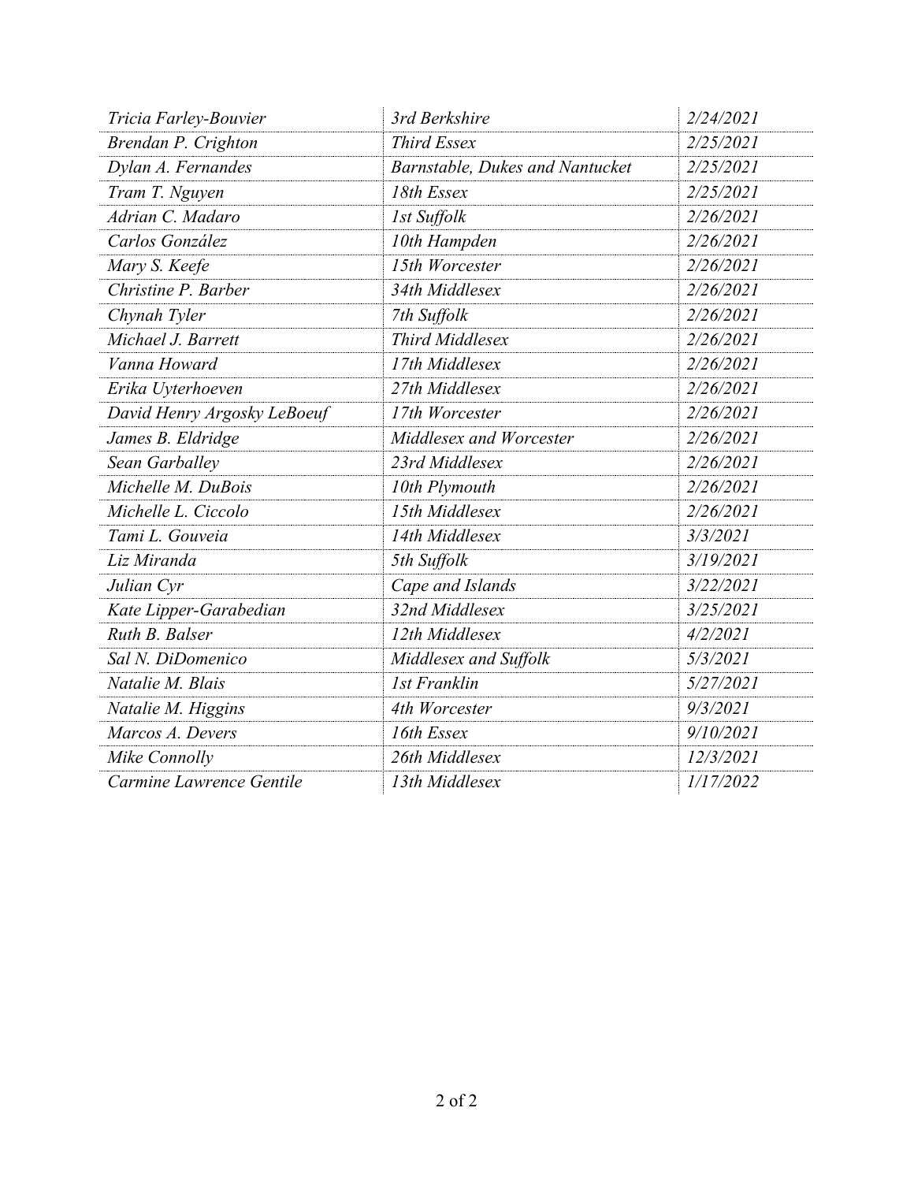| | | |
|---|---|---|
| *Tricia Farley-Bouvier* | *3rd Berkshire* | *2/24/2021* |
| *Brendan P. Crighton* | *Third Essex* | *2/25/2021* |
| *Dylan A. Fernandes* | *Barnstable, Dukes and Nantucket* | *2/25/2021* |
| *Tram T. Nguyen* | *18th Essex* | *2/25/2021* |
| *Adrian C. Madaro* | *1st Suffolk* | *2/26/2021* |
| *Carlos González* | *10th Hampden* | *2/26/2021* |
| *Mary S. Keefe* | *15th Worcester* | *2/26/2021* |
| *Christine P. Barber* | *34th Middlesex* | *2/26/2021* |
| *Chynah Tyler* | *7th Suffolk* | *2/26/2021* |
| *Michael J. Barrett* | *Third Middlesex* | *2/26/2021* |
| *Vanna Howard* | *17th Middlesex* | *2/26/2021* |
| *Erika Uyterhoeven* | *27th Middlesex* | *2/26/2021* |
| *David Henry Argosky LeBoeuf* | *17th Worcester* | *2/26/2021* |
| *James B. Eldridge* | *Middlesex and Worcester* | *2/26/2021* |
| *Sean Garballey* | *23rd Middlesex* | *2/26/2021* |
| *Michelle M. DuBois* | *10th Plymouth* | *2/26/2021* |
| *Michelle L. Ciccolo* | *15th Middlesex* | *2/26/2021* |
| *Tami L. Gouveia* | *14th Middlesex* | *3/3/2021* |
| *Liz Miranda* | *5th Suffolk* | *3/19/2021* |
| *Julian Cyr* | *Cape and Islands* | *3/22/2021* |
| *Kate Lipper-Garabedian* | *32nd Middlesex* | *3/25/2021* |
| *Ruth B. Balser* | *12th Middlesex* | *4/2/2021* |
| *Sal N. DiDomenico* | *Middlesex and Suffolk* | *5/3/2021* |
| *Natalie M. Blais* | *1st Franklin* | *5/27/2021* |
| *Natalie M. Higgins* | *4th Worcester* | *9/3/2021* |
| *Marcos A. Devers* | *16th Essex* | *9/10/2021* |
| *Mike Connolly* | *26th Middlesex* | *12/3/2021* |
| *Carmine Lawrence Gentile* | *13th Middlesex* | *1/17/2022* |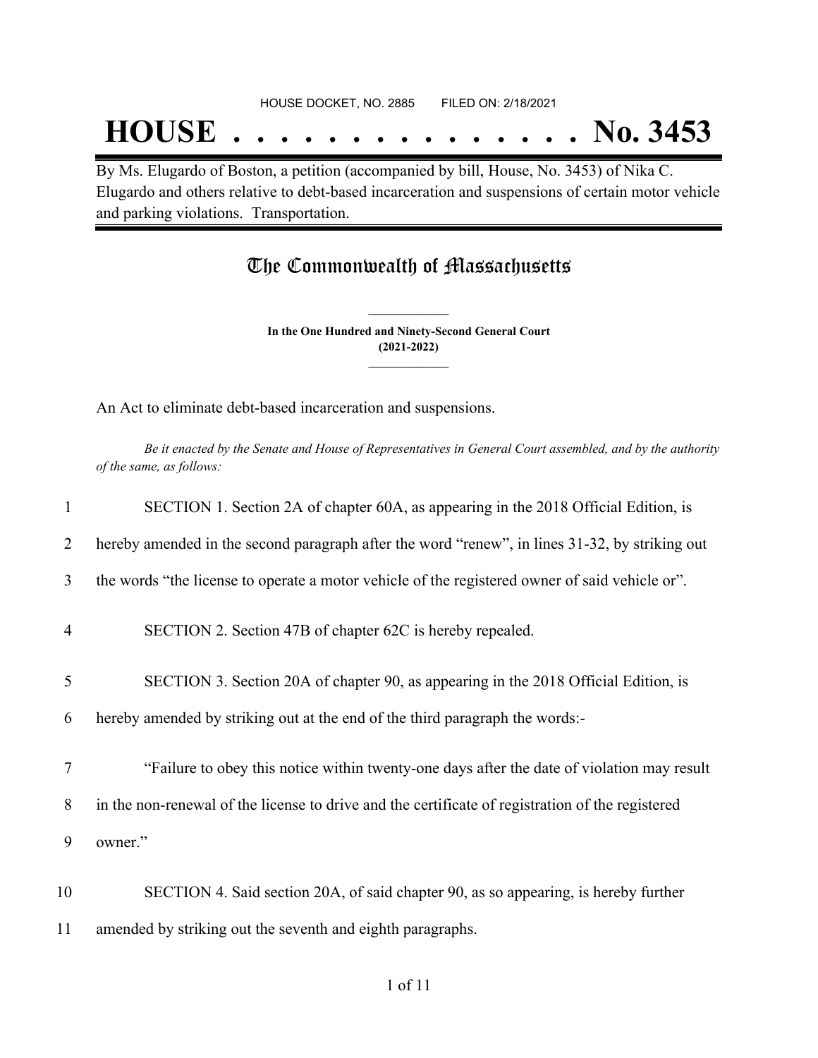HOUSE DOCKET, NO. 2885        FILED ON: 2/18/2021

# HOUSE . . . . . . . . . . . . . . . No. 3453

By Ms. Elugardo of Boston, a petition (accompanied by bill, House, No. 3453) of Nika C. Elugardo and others relative to debt-based incarceration and suspensions of certain motor vehicle and parking violations. Transportation.

## The Commonwealth of Massachusetts

**In the One Hundred and Ninety-Second General Court**
**(2021-2022)**

An Act to eliminate debt-based incarceration and suspensions.

*Be it enacted by the Senate and House of Representatives in General Court assembled, and by the authority of the same, as follows:*

1 SECTION 1. Section 2A of chapter 60A, as appearing in the 2018 Official Edition, is
2 hereby amended in the second paragraph after the word "renew", in lines 31-32, by striking out
3 the words "the license to operate a motor vehicle of the registered owner of said vehicle or".

4 SECTION 2. Section 47B of chapter 62C is hereby repealed.

5 SECTION 3. Section 20A of chapter 90, as appearing in the 2018 Official Edition, is
6 hereby amended by striking out at the end of the third paragraph the words:-

7 "Failure to obey this notice within twenty-one days after the date of violation may result
8 in the non-renewal of the license to drive and the certificate of registration of the registered
9 owner."

10 SECTION 4. Said section 20A, of said chapter 90, as so appearing, is hereby further
11 amended by striking out the seventh and eighth paragraphs.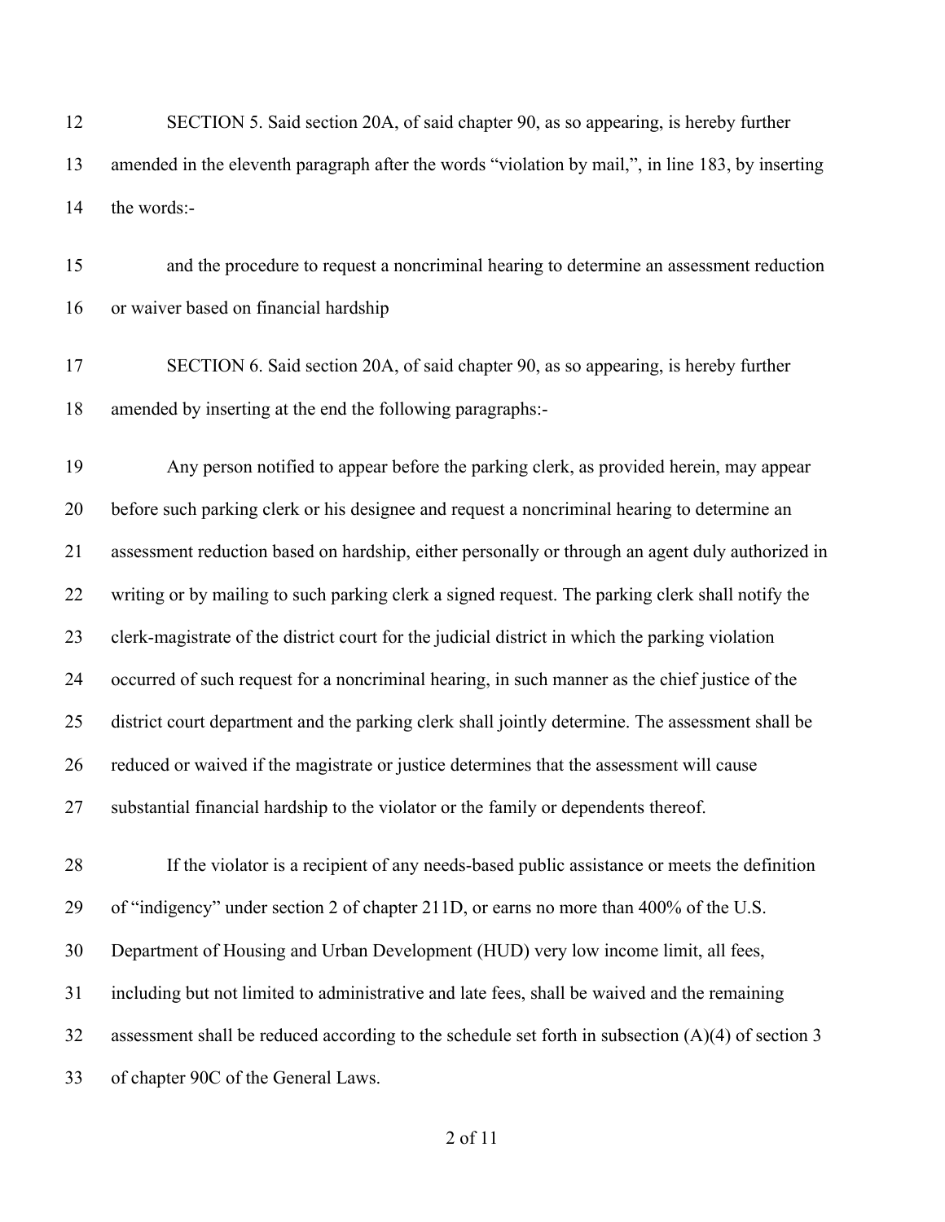SECTION 5. Said section 20A, of said chapter 90, as so appearing, is hereby further amended in the eleventh paragraph after the words "violation by mail,", in line 183, by inserting the words:-

and the procedure to request a noncriminal hearing to determine an assessment reduction or waiver based on financial hardship

SECTION 6. Said section 20A, of said chapter 90, as so appearing, is hereby further amended by inserting at the end the following paragraphs:-

Any person notified to appear before the parking clerk, as provided herein, may appear before such parking clerk or his designee and request a noncriminal hearing to determine an assessment reduction based on hardship, either personally or through an agent duly authorized in writing or by mailing to such parking clerk a signed request. The parking clerk shall notify the clerk-magistrate of the district court for the judicial district in which the parking violation occurred of such request for a noncriminal hearing, in such manner as the chief justice of the district court department and the parking clerk shall jointly determine. The assessment shall be reduced or waived if the magistrate or justice determines that the assessment will cause substantial financial hardship to the violator or the family or dependents thereof.

If the violator is a recipient of any needs-based public assistance or meets the definition of "indigency" under section 2 of chapter 211D, or earns no more than 400% of the U.S. Department of Housing and Urban Development (HUD) very low income limit, all fees, including but not limited to administrative and late fees, shall be waived and the remaining assessment shall be reduced according to the schedule set forth in subsection (A)(4) of section 3 of chapter 90C of the General Laws.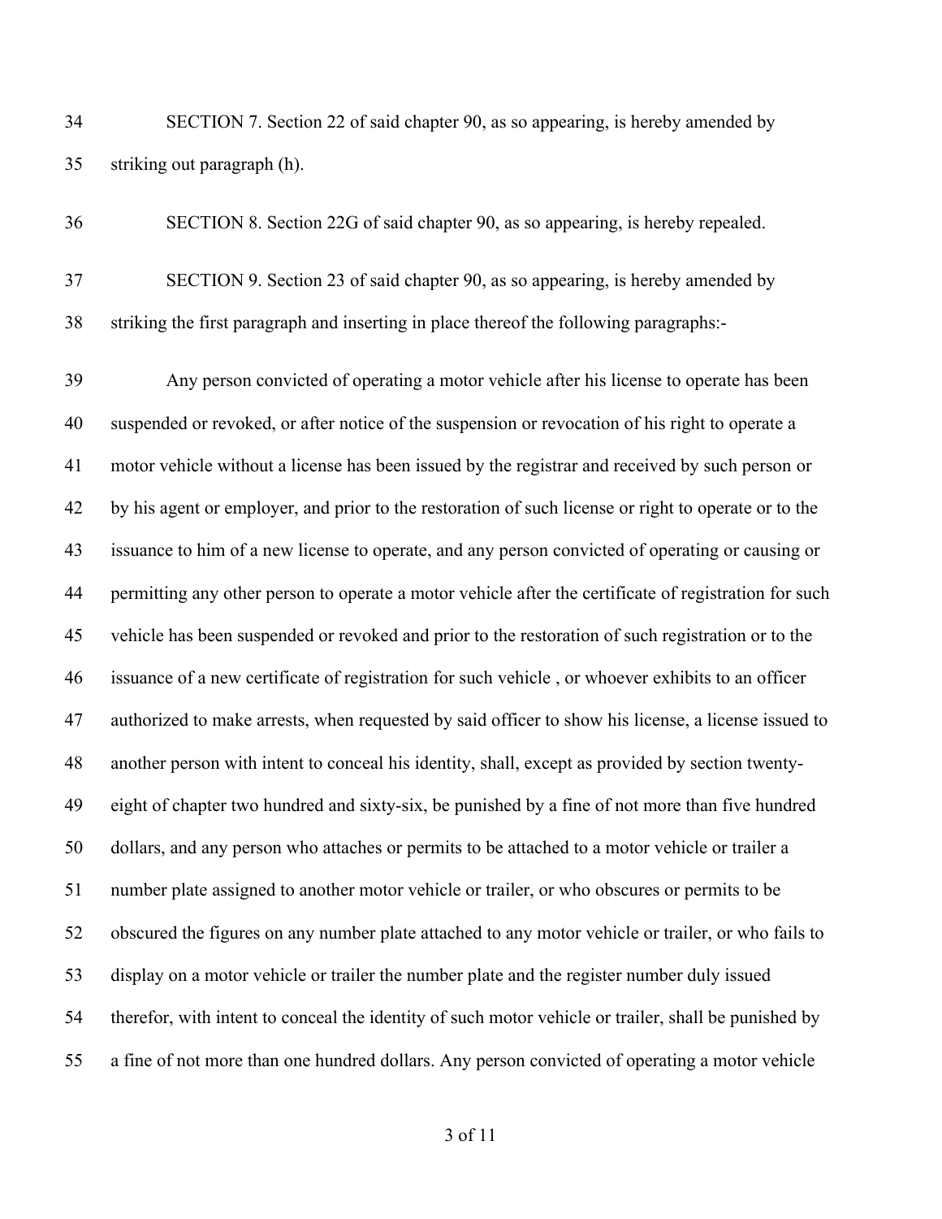SECTION 7. Section 22 of said chapter 90, as so appearing, is hereby amended by striking out paragraph (h).

SECTION 8. Section 22G of said chapter 90, as so appearing, is hereby repealed.

SECTION 9. Section 23 of said chapter 90, as so appearing, is hereby amended by striking the first paragraph and inserting in place thereof the following paragraphs:-

Any person convicted of operating a motor vehicle after his license to operate has been suspended or revoked, or after notice of the suspension or revocation of his right to operate a motor vehicle without a license has been issued by the registrar and received by such person or by his agent or employer, and prior to the restoration of such license or right to operate or to the issuance to him of a new license to operate, and any person convicted of operating or causing or permitting any other person to operate a motor vehicle after the certificate of registration for such vehicle has been suspended or revoked and prior to the restoration of such registration or to the issuance of a new certificate of registration for such vehicle , or whoever exhibits to an officer authorized to make arrests, when requested by said officer to show his license, a license issued to another person with intent to conceal his identity, shall, except as provided by section twenty-eight of chapter two hundred and sixty-six, be punished by a fine of not more than five hundred dollars, and any person who attaches or permits to be attached to a motor vehicle or trailer a number plate assigned to another motor vehicle or trailer, or who obscures or permits to be obscured the figures on any number plate attached to any motor vehicle or trailer, or who fails to display on a motor vehicle or trailer the number plate and the register number duly issued therefor, with intent to conceal the identity of such motor vehicle or trailer, shall be punished by a fine of not more than one hundred dollars. Any person convicted of operating a motor vehicle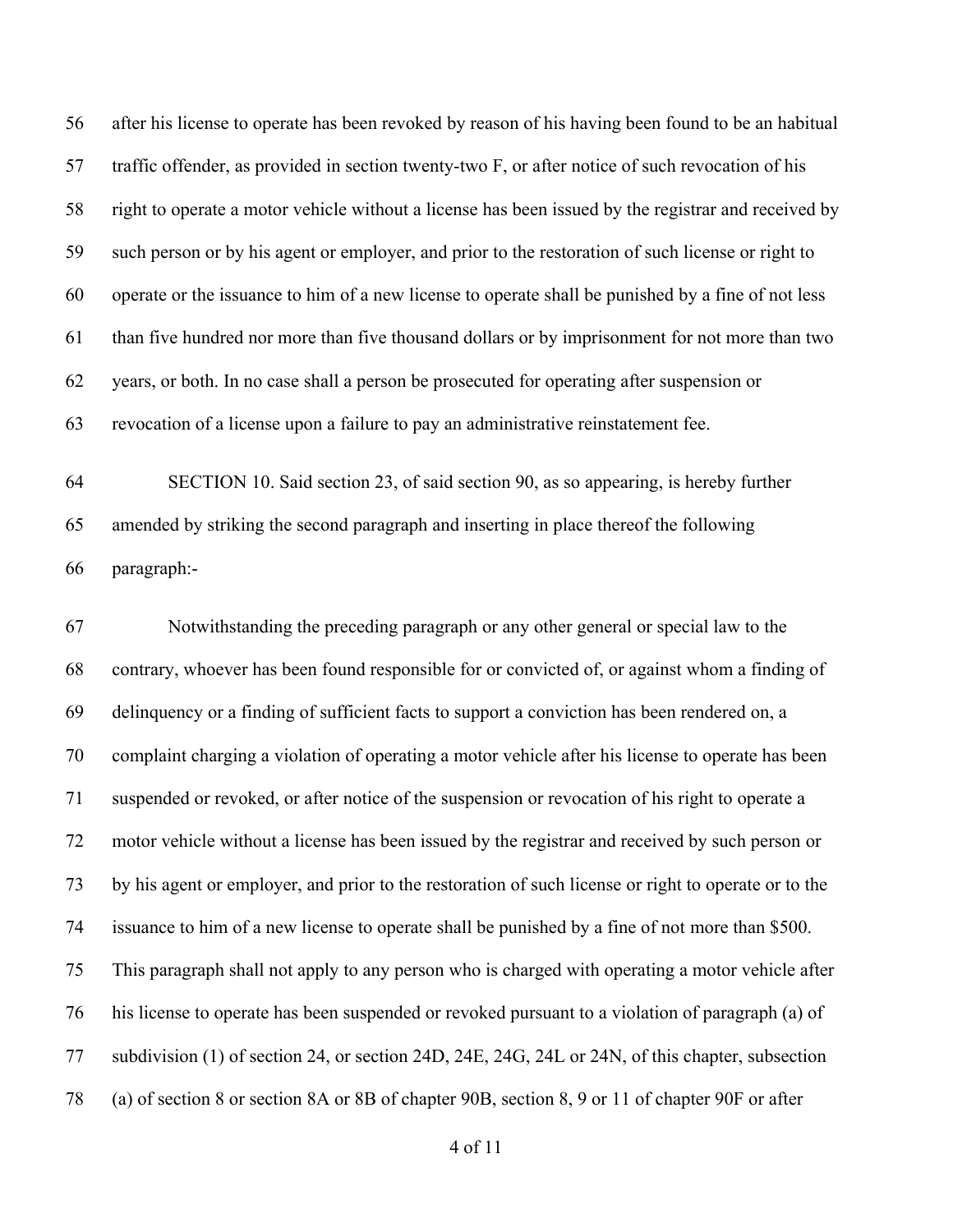after his license to operate has been revoked by reason of his having been found to be an habitual traffic offender, as provided in section twenty-two F, or after notice of such revocation of his right to operate a motor vehicle without a license has been issued by the registrar and received by such person or by his agent or employer, and prior to the restoration of such license or right to operate or the issuance to him of a new license to operate shall be punished by a fine of not less than five hundred nor more than five thousand dollars or by imprisonment for not more than two years, or both. In no case shall a person be prosecuted for operating after suspension or revocation of a license upon a failure to pay an administrative reinstatement fee.

SECTION 10. Said section 23, of said section 90, as so appearing, is hereby further amended by striking the second paragraph and inserting in place thereof the following paragraph:-

Notwithstanding the preceding paragraph or any other general or special law to the contrary, whoever has been found responsible for or convicted of, or against whom a finding of delinquency or a finding of sufficient facts to support a conviction has been rendered on, a complaint charging a violation of operating a motor vehicle after his license to operate has been suspended or revoked, or after notice of the suspension or revocation of his right to operate a motor vehicle without a license has been issued by the registrar and received by such person or by his agent or employer, and prior to the restoration of such license or right to operate or to the issuance to him of a new license to operate shall be punished by a fine of not more than $500. This paragraph shall not apply to any person who is charged with operating a motor vehicle after his license to operate has been suspended or revoked pursuant to a violation of paragraph (a) of subdivision (1) of section 24, or section 24D, 24E, 24G, 24L or 24N, of this chapter, subsection (a) of section 8 or section 8A or 8B of chapter 90B, section 8, 9 or 11 of chapter 90F or after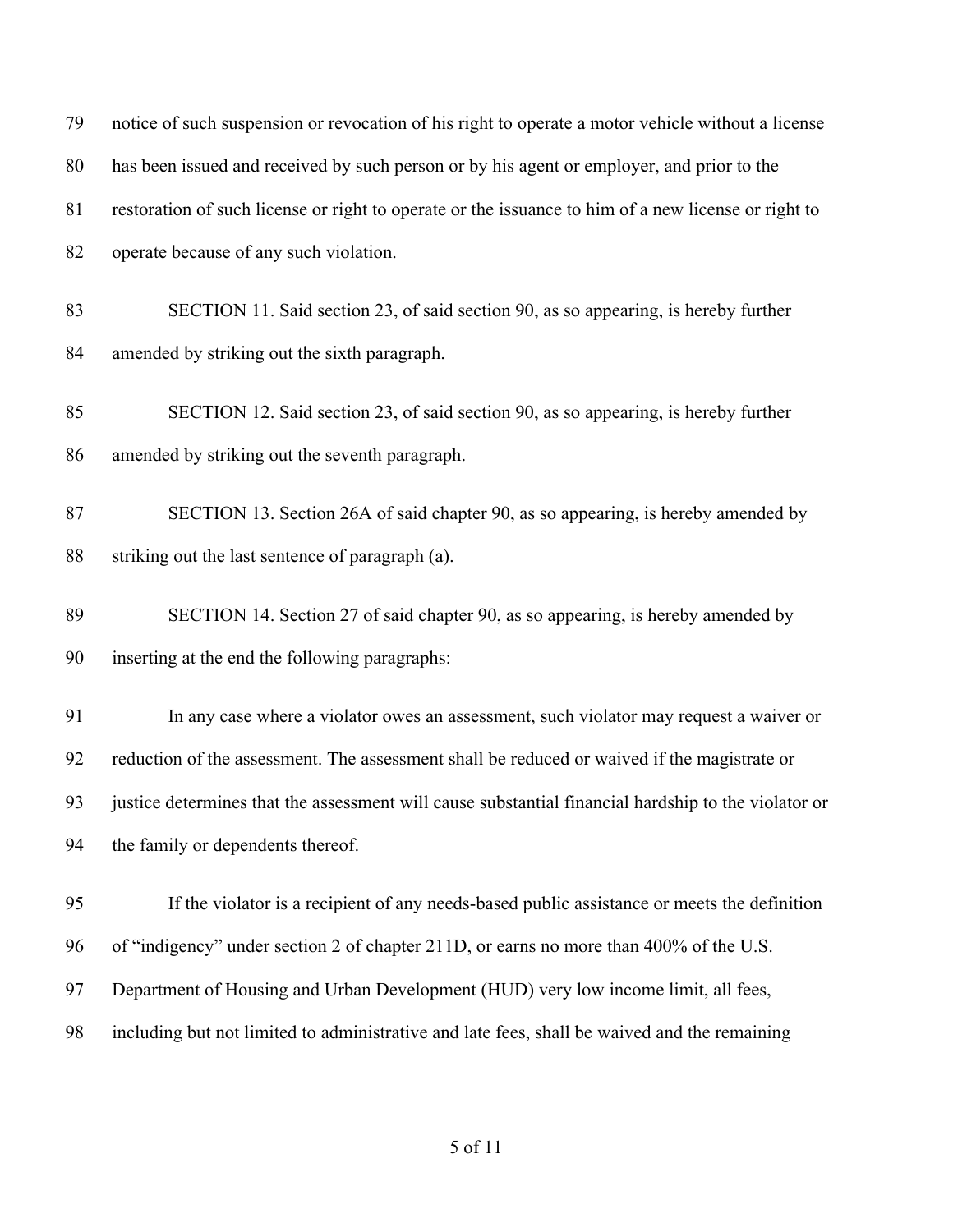notice of such suspension or revocation of his right to operate a motor vehicle without a license has been issued and received by such person or by his agent or employer, and prior to the restoration of such license or right to operate or the issuance to him of a new license or right to operate because of any such violation.

SECTION 11. Said section 23, of said section 90, as so appearing, is hereby further amended by striking out the sixth paragraph.

SECTION 12. Said section 23, of said section 90, as so appearing, is hereby further amended by striking out the seventh paragraph.

SECTION 13. Section 26A of said chapter 90, as so appearing, is hereby amended by striking out the last sentence of paragraph (a).

SECTION 14. Section 27 of said chapter 90, as so appearing, is hereby amended by inserting at the end the following paragraphs:

In any case where a violator owes an assessment, such violator may request a waiver or reduction of the assessment. The assessment shall be reduced or waived if the magistrate or justice determines that the assessment will cause substantial financial hardship to the violator or the family or dependents thereof.

If the violator is a recipient of any needs-based public assistance or meets the definition of "indigency" under section 2 of chapter 211D, or earns no more than 400% of the U.S. Department of Housing and Urban Development (HUD) very low income limit, all fees, including but not limited to administrative and late fees, shall be waived and the remaining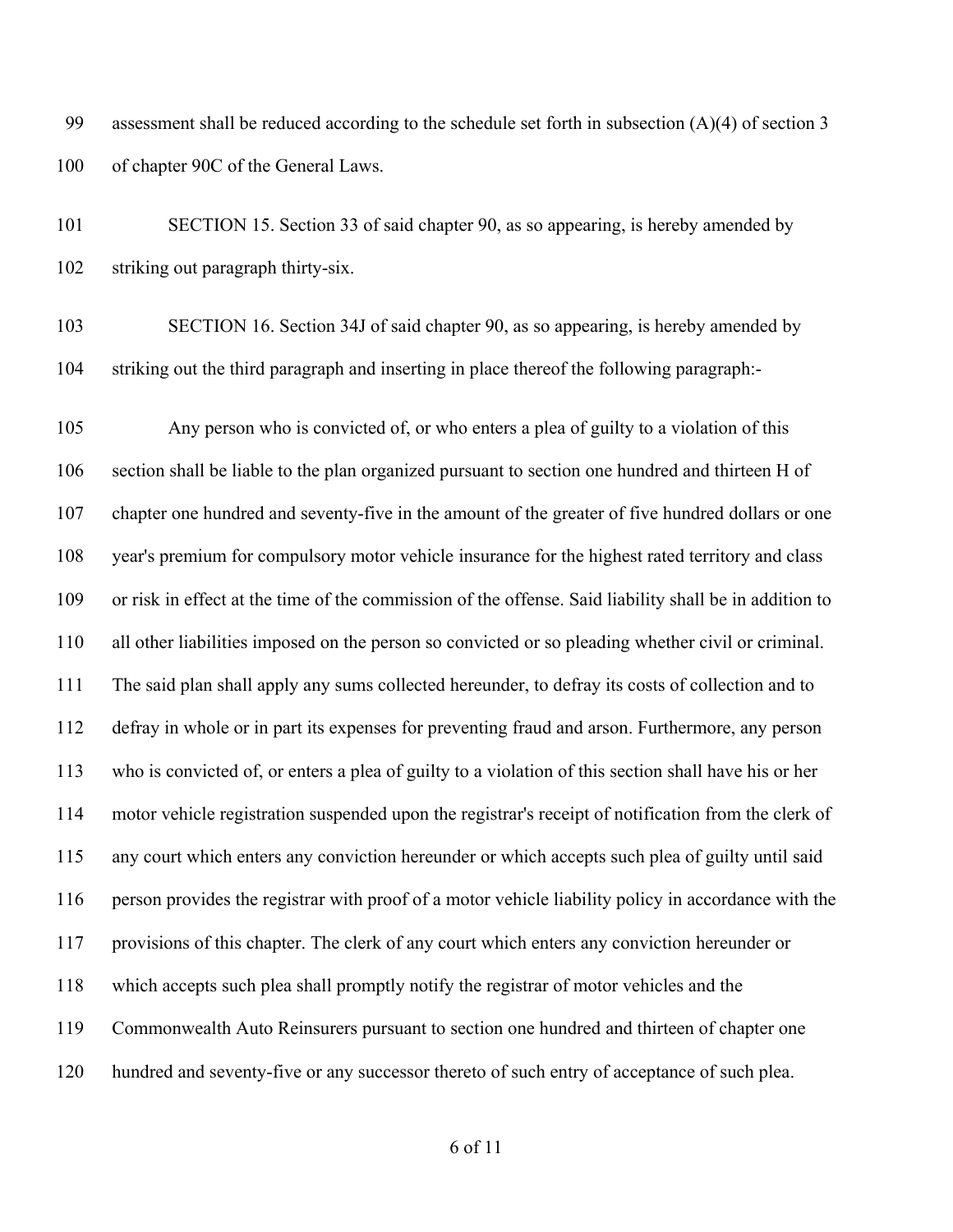assessment shall be reduced according to the schedule set forth in subsection (A)(4) of section 3 of chapter 90C of the General Laws.

SECTION 15. Section 33 of said chapter 90, as so appearing, is hereby amended by striking out paragraph thirty-six.

SECTION 16. Section 34J of said chapter 90, as so appearing, is hereby amended by striking out the third paragraph and inserting in place thereof the following paragraph:-

Any person who is convicted of, or who enters a plea of guilty to a violation of this section shall be liable to the plan organized pursuant to section one hundred and thirteen H of chapter one hundred and seventy-five in the amount of the greater of five hundred dollars or one year's premium for compulsory motor vehicle insurance for the highest rated territory and class or risk in effect at the time of the commission of the offense. Said liability shall be in addition to all other liabilities imposed on the person so convicted or so pleading whether civil or criminal. The said plan shall apply any sums collected hereunder, to defray its costs of collection and to defray in whole or in part its expenses for preventing fraud and arson. Furthermore, any person who is convicted of, or enters a plea of guilty to a violation of this section shall have his or her motor vehicle registration suspended upon the registrar's receipt of notification from the clerk of any court which enters any conviction hereunder or which accepts such plea of guilty until said person provides the registrar with proof of a motor vehicle liability policy in accordance with the provisions of this chapter. The clerk of any court which enters any conviction hereunder or which accepts such plea shall promptly notify the registrar of motor vehicles and the Commonwealth Auto Reinsurers pursuant to section one hundred and thirteen of chapter one hundred and seventy-five or any successor thereto of such entry of acceptance of such plea.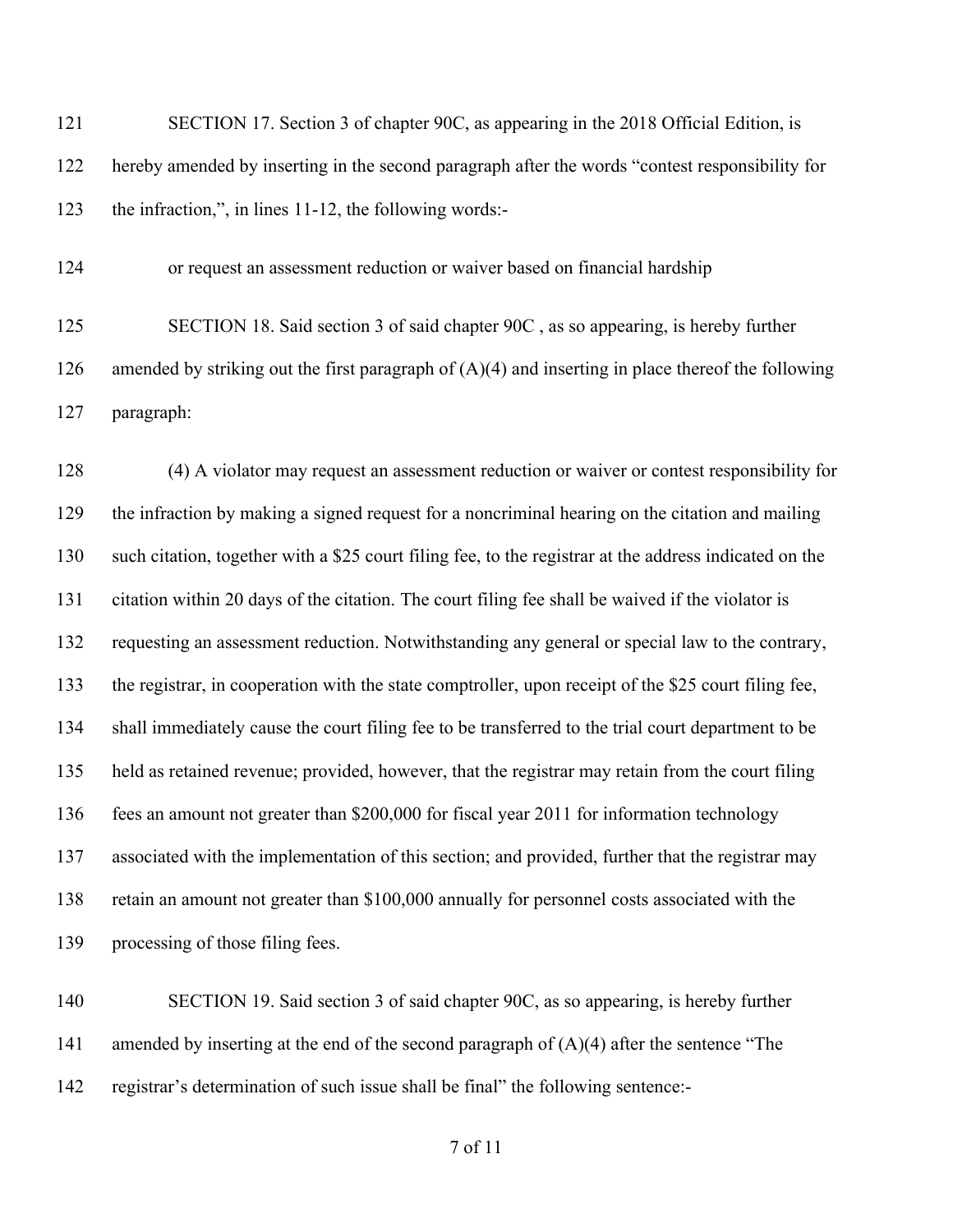SECTION 17. Section 3 of chapter 90C, as appearing in the 2018 Official Edition, is hereby amended by inserting in the second paragraph after the words "contest responsibility for the infraction,", in lines 11-12, the following words:-

or request an assessment reduction or waiver based on financial hardship

SECTION 18. Said section 3 of said chapter 90C , as so appearing, is hereby further amended by striking out the first paragraph of (A)(4) and inserting in place thereof the following paragraph:

(4) A violator may request an assessment reduction or waiver or contest responsibility for the infraction by making a signed request for a noncriminal hearing on the citation and mailing such citation, together with a $25 court filing fee, to the registrar at the address indicated on the citation within 20 days of the citation. The court filing fee shall be waived if the violator is requesting an assessment reduction. Notwithstanding any general or special law to the contrary, the registrar, in cooperation with the state comptroller, upon receipt of the $25 court filing fee, shall immediately cause the court filing fee to be transferred to the trial court department to be held as retained revenue; provided, however, that the registrar may retain from the court filing fees an amount not greater than $200,000 for fiscal year 2011 for information technology associated with the implementation of this section; and provided, further that the registrar may retain an amount not greater than $100,000 annually for personnel costs associated with the processing of those filing fees.

SECTION 19. Said section 3 of said chapter 90C, as so appearing, is hereby further amended by inserting at the end of the second paragraph of (A)(4) after the sentence "The registrar's determination of such issue shall be final" the following sentence:-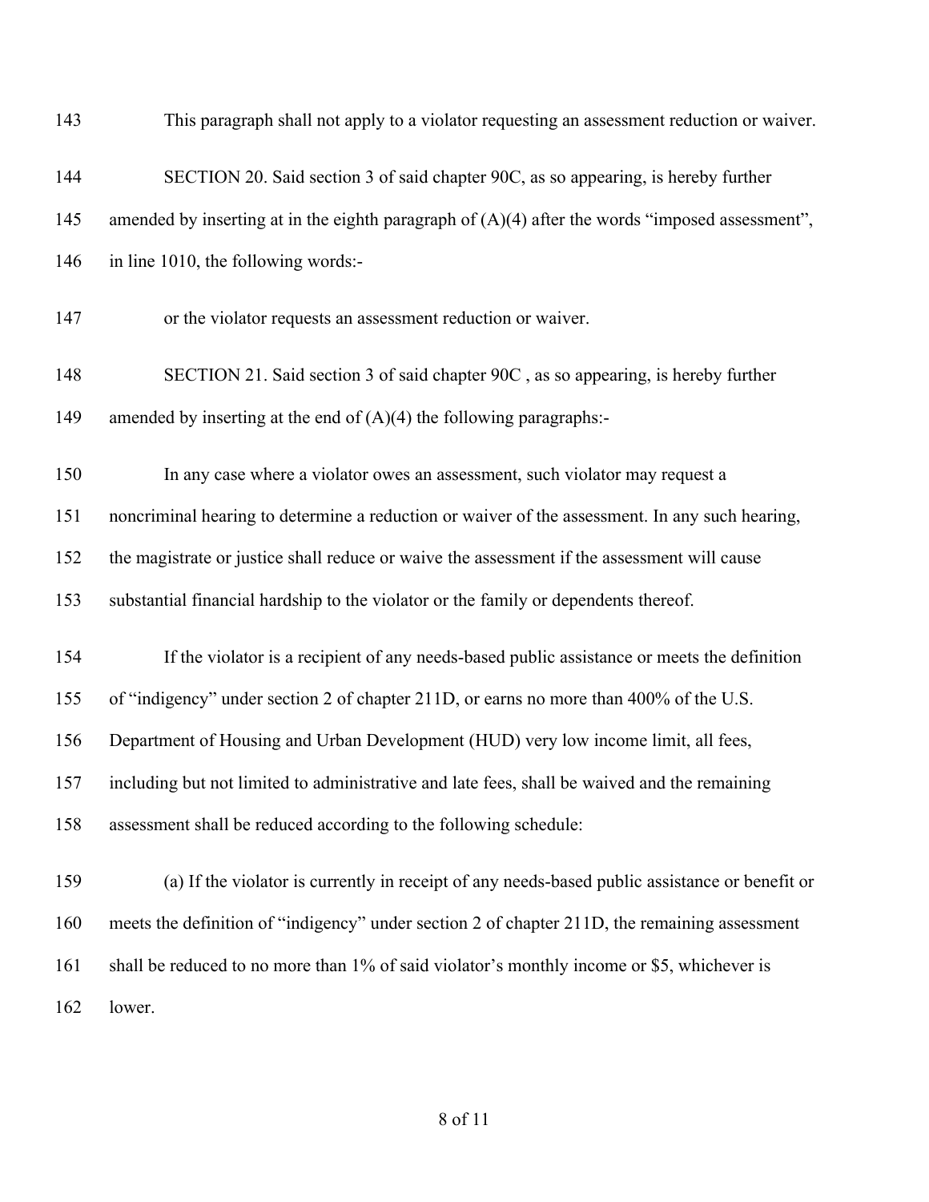This paragraph shall not apply to a violator requesting an assessment reduction or waiver.

SECTION 20. Said section 3 of said chapter 90C, as so appearing, is hereby further amended by inserting at in the eighth paragraph of (A)(4) after the words "imposed assessment", in line 1010, the following words:-

or the violator requests an assessment reduction or waiver.

SECTION 21. Said section 3 of said chapter 90C , as so appearing, is hereby further amended by inserting at the end of (A)(4) the following paragraphs:-

In any case where a violator owes an assessment, such violator may request a noncriminal hearing to determine a reduction or waiver of the assessment. In any such hearing, the magistrate or justice shall reduce or waive the assessment if the assessment will cause substantial financial hardship to the violator or the family or dependents thereof.

If the violator is a recipient of any needs-based public assistance or meets the definition of "indigency" under section 2 of chapter 211D, or earns no more than 400% of the U.S. Department of Housing and Urban Development (HUD) very low income limit, all fees, including but not limited to administrative and late fees, shall be waived and the remaining assessment shall be reduced according to the following schedule:

(a) If the violator is currently in receipt of any needs-based public assistance or benefit or meets the definition of "indigency" under section 2 of chapter 211D, the remaining assessment shall be reduced to no more than 1% of said violator's monthly income or $5, whichever is lower.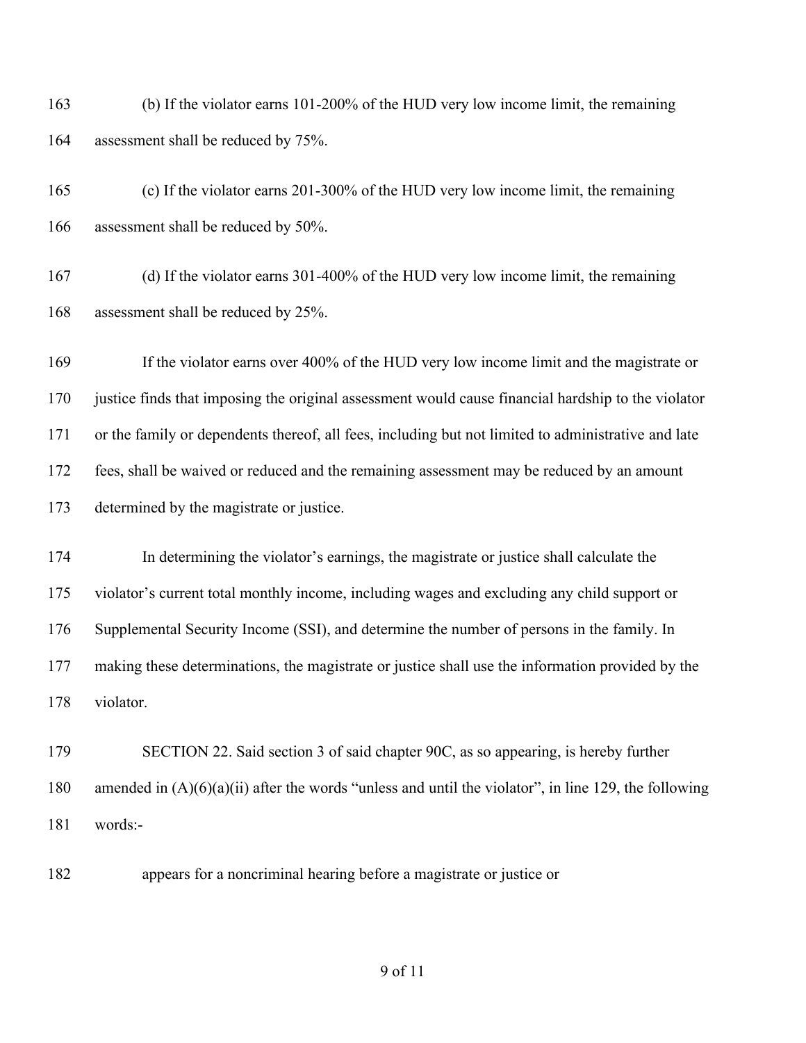(b) If the violator earns 101-200% of the HUD very low income limit, the remaining assessment shall be reduced by 75%.

(c) If the violator earns 201-300% of the HUD very low income limit, the remaining assessment shall be reduced by 50%.

(d) If the violator earns 301-400% of the HUD very low income limit, the remaining assessment shall be reduced by 25%.

If the violator earns over 400% of the HUD very low income limit and the magistrate or justice finds that imposing the original assessment would cause financial hardship to the violator or the family or dependents thereof, all fees, including but not limited to administrative and late fees, shall be waived or reduced and the remaining assessment may be reduced by an amount determined by the magistrate or justice.

In determining the violator's earnings, the magistrate or justice shall calculate the violator's current total monthly income, including wages and excluding any child support or Supplemental Security Income (SSI), and determine the number of persons in the family. In making these determinations, the magistrate or justice shall use the information provided by the violator.

SECTION 22. Said section 3 of said chapter 90C, as so appearing, is hereby further amended in (A)(6)(a)(ii) after the words "unless and until the violator", in line 129, the following words:-

appears for a noncriminal hearing before a magistrate or justice or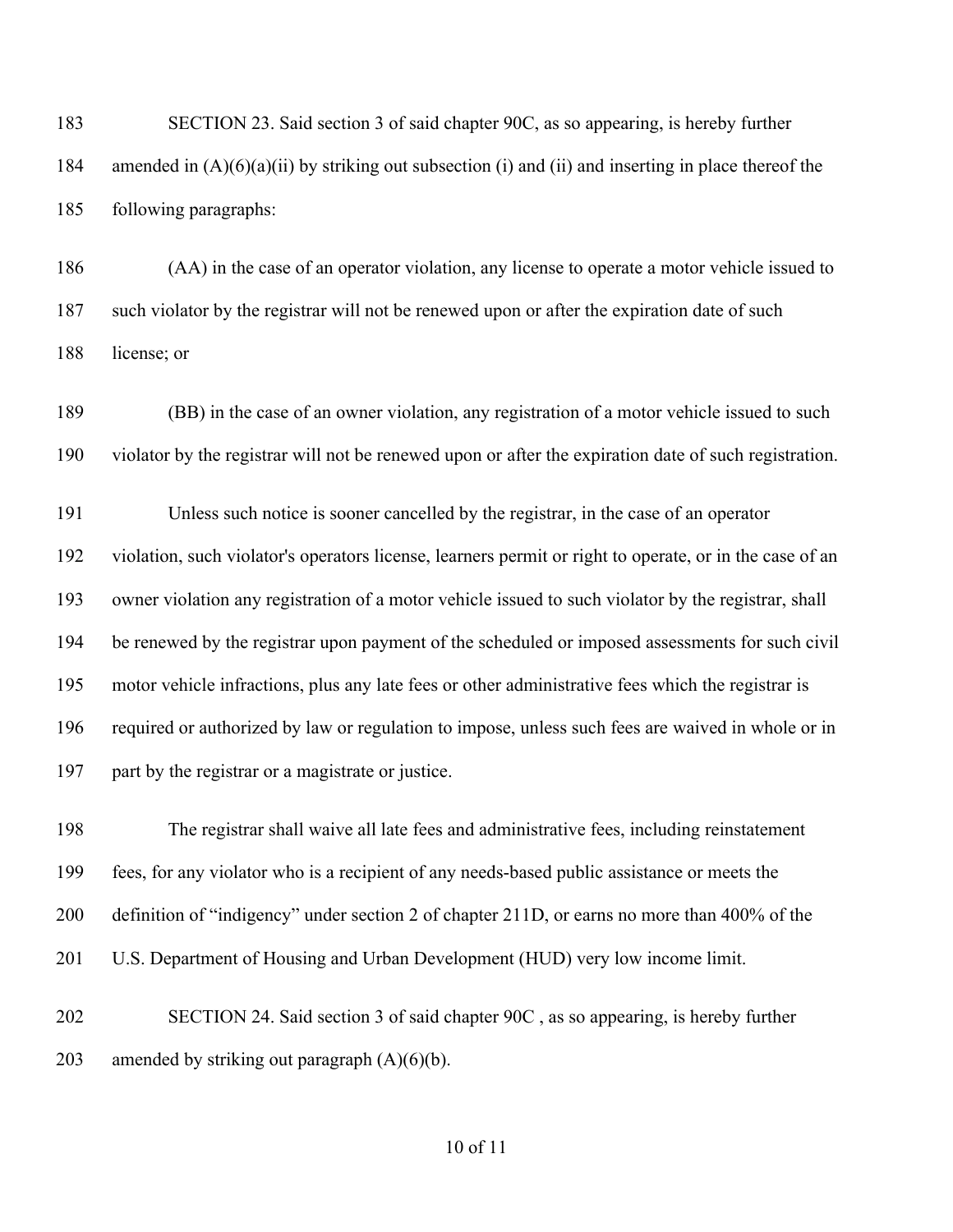SECTION 23. Said section 3 of said chapter 90C, as so appearing, is hereby further amended in (A)(6)(a)(ii) by striking out subsection (i) and (ii) and inserting in place thereof the following paragraphs:

(AA) in the case of an operator violation, any license to operate a motor vehicle issued to such violator by the registrar will not be renewed upon or after the expiration date of such license; or

(BB) in the case of an owner violation, any registration of a motor vehicle issued to such violator by the registrar will not be renewed upon or after the expiration date of such registration.

Unless such notice is sooner cancelled by the registrar, in the case of an operator violation, such violator's operators license, learners permit or right to operate, or in the case of an owner violation any registration of a motor vehicle issued to such violator by the registrar, shall be renewed by the registrar upon payment of the scheduled or imposed assessments for such civil motor vehicle infractions, plus any late fees or other administrative fees which the registrar is required or authorized by law or regulation to impose, unless such fees are waived in whole or in part by the registrar or a magistrate or justice.

The registrar shall waive all late fees and administrative fees, including reinstatement fees, for any violator who is a recipient of any needs-based public assistance or meets the definition of "indigency" under section 2 of chapter 211D, or earns no more than 400% of the U.S. Department of Housing and Urban Development (HUD) very low income limit.

SECTION 24. Said section 3 of said chapter 90C , as so appearing, is hereby further amended by striking out paragraph (A)(6)(b).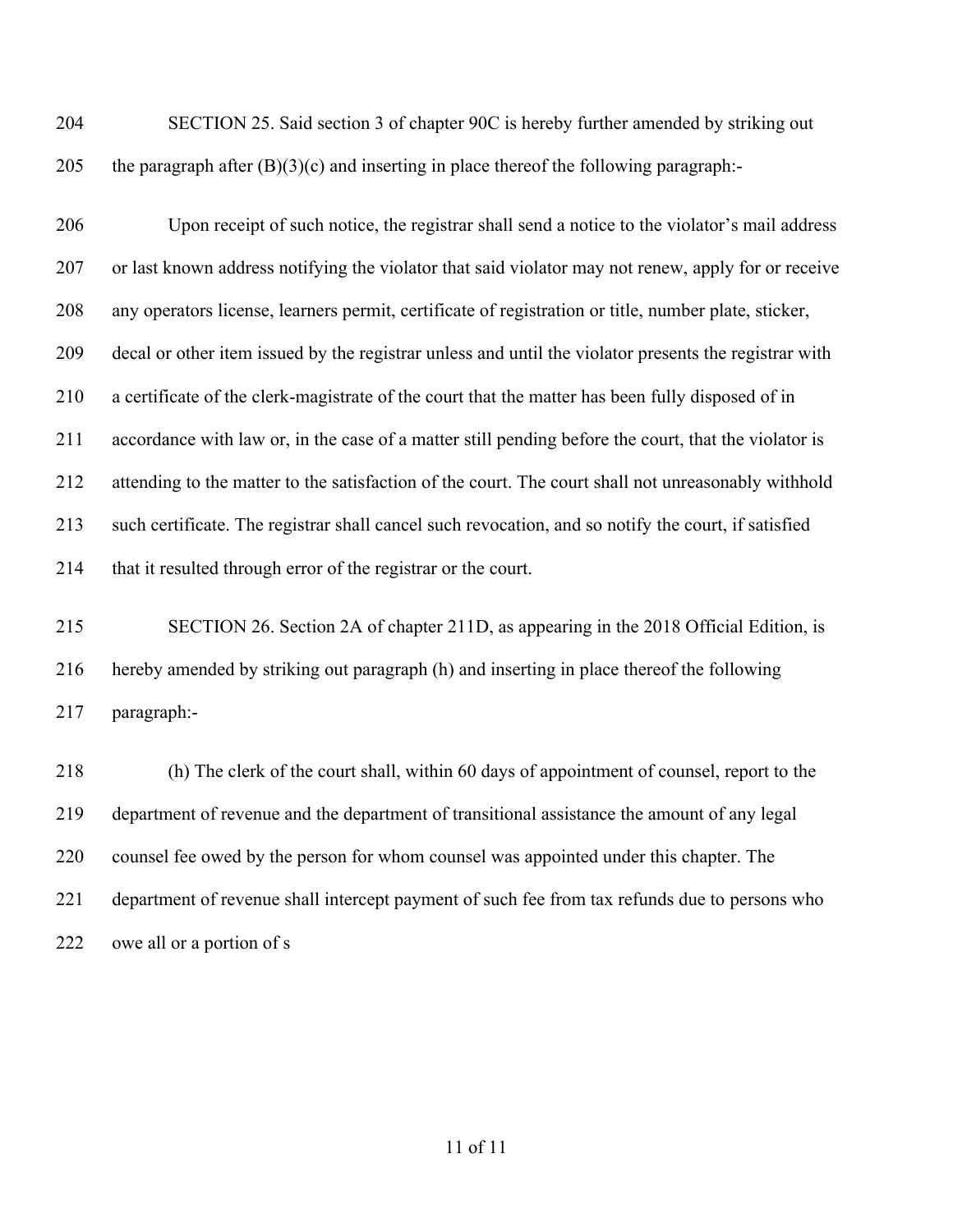SECTION 25. Said section 3 of chapter 90C is hereby further amended by striking out the paragraph after (B)(3)(c) and inserting in place thereof the following paragraph:-

Upon receipt of such notice, the registrar shall send a notice to the violator's mail address or last known address notifying the violator that said violator may not renew, apply for or receive any operators license, learners permit, certificate of registration or title, number plate, sticker, decal or other item issued by the registrar unless and until the violator presents the registrar with a certificate of the clerk-magistrate of the court that the matter has been fully disposed of in accordance with law or, in the case of a matter still pending before the court, that the violator is attending to the matter to the satisfaction of the court. The court shall not unreasonably withhold such certificate. The registrar shall cancel such revocation, and so notify the court, if satisfied that it resulted through error of the registrar or the court.

SECTION 26. Section 2A of chapter 211D, as appearing in the 2018 Official Edition, is hereby amended by striking out paragraph (h) and inserting in place thereof the following paragraph:-

(h) The clerk of the court shall, within 60 days of appointment of counsel, report to the department of revenue and the department of transitional assistance the amount of any legal counsel fee owed by the person for whom counsel was appointed under this chapter. The department of revenue shall intercept payment of such fee from tax refunds due to persons who owe all or a portion of s